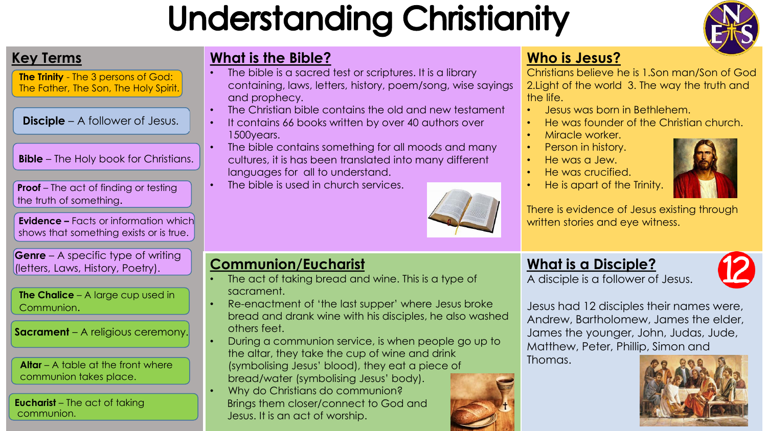# Understanding Christianity

## Key Terms

**The Trinity** - The 3 persons of God: The Father, The Son, The Holy Spirit.

**Disciple** – A follower of Jesus.

**Bible** – The Holy book for Christians.

**Proof** – The act of finding or testing the truth of something.

**Evidence –** Facts or information which shows that something exists or is true.

**Genre** – A specific type of writing (letters, Laws, History, Poetry).

**The Chalice** – A large cup used in Communion.

**Sacrament** – A religious ceremony.

**Altar** – A table at the front where communion takes place.

**Eucharist** – The act of taking communion.

## What is the Bible?

- The bible is a sacred test or scriptures. It is a library containing, laws, letters, history, poem/song, wise sayings and prophecy.
- The Christian bible contains the old and new testament
- It contains 66 books written by over 40 authors over 1500years.
- The bible contains something for all moods and many cultures, it is has been translated into many different languages for all to understand.
- The bible is used in church services.

## Who is Jesus?

Christians believe he is 1.Son man/Son of God 2.Light of the world 3. The way the truth and the life.

- Jesus was born in Bethlehem.
- He was founder of the Christian church.
- Miracle worker.
- Person in history.
- He was a Jew.
- He was crucified.
- He is apart of the Trinity.

There is evidence of Jesus existing through written stories and eye witness.

## Communion/Eucharist

- The act of taking bread and wine. This is a type of sacrament.
- Re-enactment of 'the last supper' where Jesus broke bread and drank wine with his disciples, he also washed others feet.
- During a communion service, is when people go up to the altar, they take the cup of wine and drink (symbolising Jesus' blood), they eat a piece of bread/water (symbolising Jesus' body).
- Why do Christians do communion? Brings them closer/connect to God and Jesus. It is an act of worship.

## What is a Disciple?

A disciple is a follower of Jesus.

Jesus had 12 disciples their names were, Andrew, Bartholomew, James the elder, James the younger, John, Judas, Jude, Matthew, Peter, Phillip, Simon and Thomas.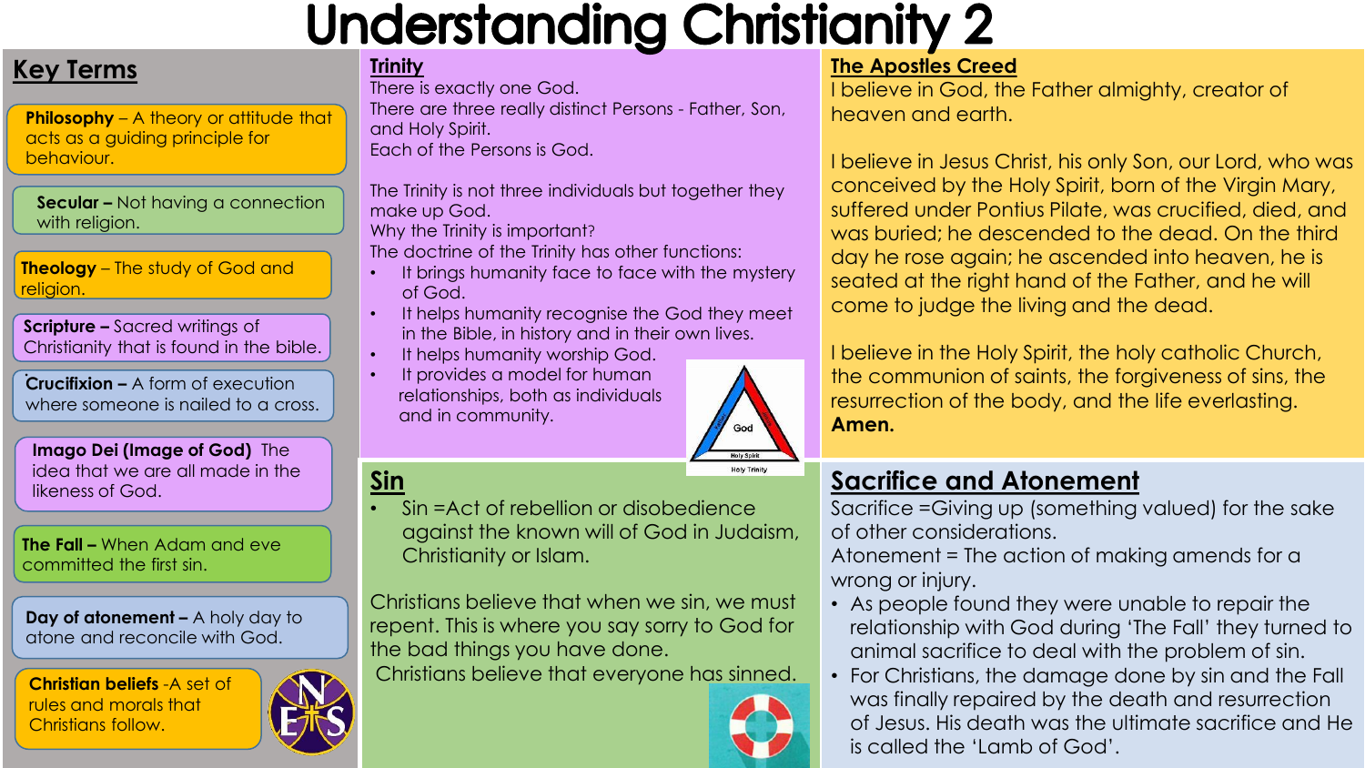# Understanding Christianity 2

## Key Terms

**Philosophy** – A theory or attitude that acts as a guiding principle for behaviour.

**Secular –** Not having a connection with religion.

**Theology** – The study of God and religion.

**Scripture –** Sacred writings of Christianity that is found in the bible.

**Crucifixion –** A form of execution where someone is nailed to a cross.

**Imago Dei (Image of God)** The idea that we are all made in the likeness of God.

**The Fall –** When Adam and eve committed the first sin.

**Day of atonement –** A holy day to atone and reconcile with God.

**Christian beliefs** -A set of rules and morals that Christians follow.

## Trinity

There is exactly one God.
There are three really distinct Persons - Father, Son, and Holy Spirit.
Each of the Persons is God.

The Trinity is not three individuals but together they make up God.
Why the Trinity is important?
The doctrine of the Trinity has other functions:

- It brings humanity face to face with the mystery of God.
- It helps humanity recognise the God they meet in the Bible, in history and in their own lives.
- It helps humanity worship God.
- It provides a model for human relationships, both as individuals and in community.

Father
Son
God
Holy Spirit
Holy Trinity

## The Apostles Creed

I believe in God, the Father almighty, creator of heaven and earth.

I believe in Jesus Christ, his only Son, our Lord, who was conceived by the Holy Spirit, born of the Virgin Mary, suffered under Pontius Pilate, was crucified, died, and was buried; he descended to the dead. On the third day he rose again; he ascended into heaven, he is seated at the right hand of the Father, and he will come to judge the living and the dead.

I believe in the Holy Spirit, the holy catholic Church, the communion of saints, the forgiveness of sins, the resurrection of the body, and the life everlasting.
**Amen.**

## Sin

- Sin =Act of rebellion or disobedience against the known will of God in Judaism, Christianity or Islam.

Christians believe that when we sin, we must repent. This is where you say sorry to God for the bad things you have done.
Christians believe that everyone has sinned.

## Sacrifice and Atonement

Sacrifice =Giving up (something valued) for the sake of other considerations.
Atonement = The action of making amends for a wrong or injury.

- As people found they were unable to repair the relationship with God during 'The Fall' they turned to animal sacrifice to deal with the problem of sin.
- For Christians, the damage done by sin and the Fall was finally repaired by the death and resurrection of Jesus. His death was the ultimate sacrifice and He is called the 'Lamb of God'.